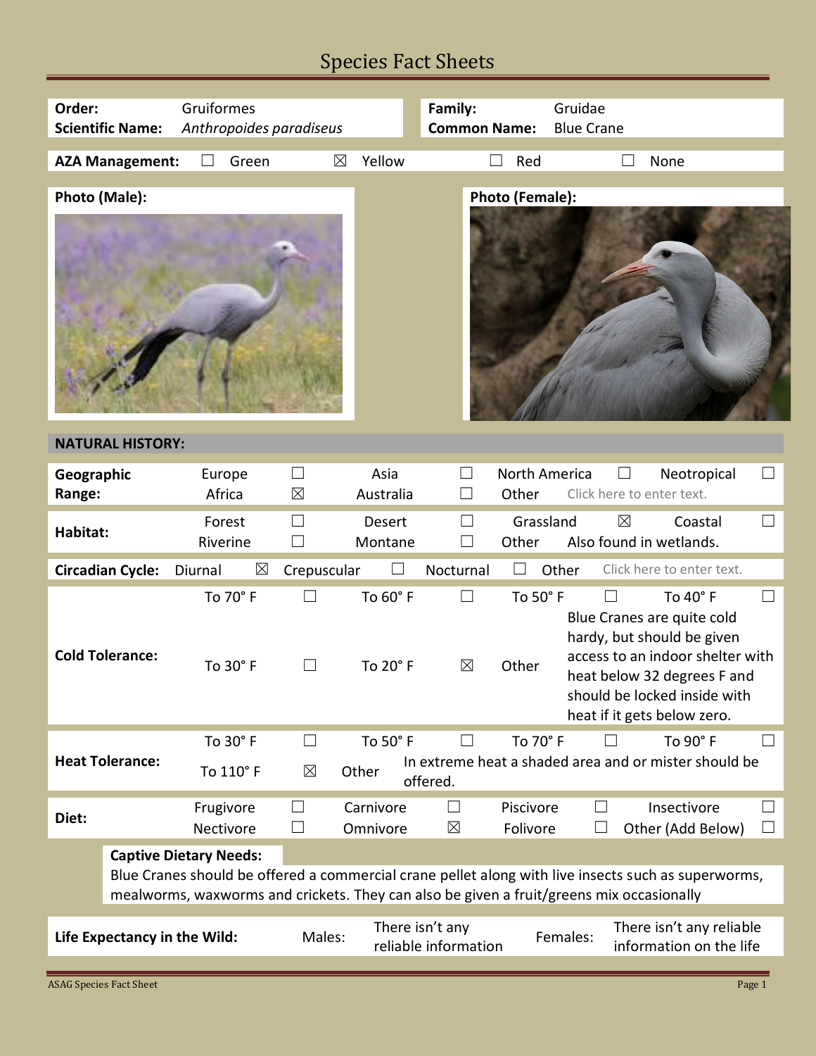# Species Fact Sheets

| | | | |
|---|---|---|---|
| **Order:** | Gruiformes | **Family:** | Gruidae |
| **Scientific Name:** | *Anthropoides paradiseus* | **Common Name:** | Blue Crane |

**AZA Management:** ☐ Green ☒ Yellow ☐ Red ☐ None

**Photo (Male):**

**Photo (Female):**

## NATURAL HISTORY:

| | | | | | | | | |
|---|---|---|---|---|---|---|---|---|
| **Geographic Range:** | Europe | ☐ | Asia | ☐ | North America | ☐ | Neotropical | ☐ |
| | Africa | ☒ | Australia | ☐ | Other | Click here to enter text. | | |
| **Habitat:** | Forest | ☐ | Desert | ☐ | Grassland | ☒ | Coastal | ☐ |
| | Riverine | ☐ | Montane | ☐ | Other | Also found in wetlands. | | |
| **Circadian Cycle:** | Diurnal | ☒ | Crepuscular | ☐ | Nocturnal | ☐ | Other | Click here to enter text. |
| **Cold Tolerance:** | To 70° F | ☐ | To 60° F | ☐ | To 50° F | ☐ | To 40° F | ☐ |
| | To 30° F | ☐ | To 20° F | ☒ | Other | Blue Cranes are quite cold hardy, but should be given access to an indoor shelter with heat below 32 degrees F and should be locked inside with heat if it gets below zero. | | |
| **Heat Tolerance:** | To 30° F | ☐ | To 50° F | ☐ | To 70° F | ☐ | To 90° F | ☐ |
| | To 110° F | ☒ | Other | In extreme heat a shaded area and or mister should be offered. | | | | |
| **Diet:** | Frugivore | ☐ | Carnivore | ☐ | Piscivore | ☐ | Insectivore | ☐ |
| | Nectivore | ☐ | Omnivore | ☒ | Folivore | ☐ | Other (Add Below) | ☐ |

**Captive Dietary Needs:**

Blue Cranes should be offered a commercial crane pellet along with live insects such as superworms, mealworms, waxworms and crickets. They can also be given a fruit/greens mix occasionally

| | | | | |
|---|---|---|---|---|
| **Life Expectancy in the Wild:** | Males: | There isn't any reliable information | Females: | There isn't any reliable information on the life |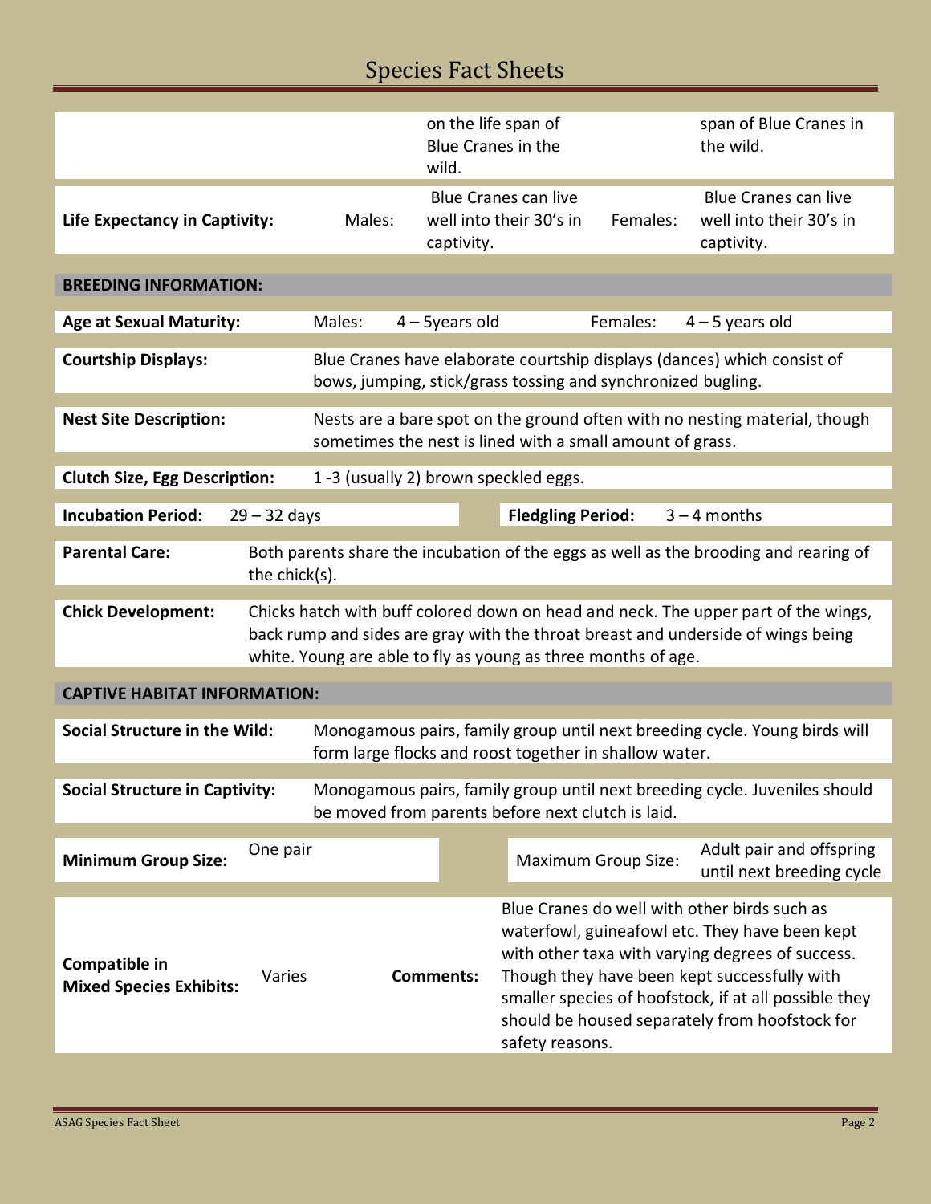| | | | | |
|---|---|---|---|---|
| | | on the life span of Blue Cranes in the wild. | | span of Blue Cranes in the wild. |
| **Life Expectancy in Captivity:** | Males: | Blue Cranes can live well into their 30's in captivity. | Females: | Blue Cranes can live well into their 30's in captivity. |

**BREEDING INFORMATION:**

| | | | | |
|---|---|---|---|---|
| **Age at Sexual Maturity:** | Males: | 4 – 5years old | Females: | 4 – 5 years old |

**Courtship Displays:** Blue Cranes have elaborate courtship displays (dances) which consist of bows, jumping, stick/grass tossing and synchronized bugling.

**Nest Site Description:** Nests are a bare spot on the ground often with no nesting material, though sometimes the nest is lined with a small amount of grass.

**Clutch Size, Egg Description:** 1 -3 (usually 2) brown speckled eggs.

| | | | |
|---|---|---|---|
| **Incubation Period:** | 29 – 32 days | **Fledgling Period:** | 3 – 4 months |

**Parental Care:** Both parents share the incubation of the eggs as well as the brooding and rearing of the chick(s).

**Chick Development:** Chicks hatch with buff colored down on head and neck. The upper part of the wings, back rump and sides are gray with the throat breast and underside of wings being white. Young are able to fly as young as three months of age.

**CAPTIVE HABITAT INFORMATION:**

**Social Structure in the Wild:** Monogamous pairs, family group until next breeding cycle. Young birds will form large flocks and roost together in shallow water.

**Social Structure in Captivity:** Monogamous pairs, family group until next breeding cycle. Juveniles should be moved from parents before next clutch is laid.

| | | | |
|---|---|---|---|
| **Minimum Group Size:** | One pair | Maximum Group Size: | Adult pair and offspring until next breeding cycle |

| | | | |
|---|---|---|---|
| **Compatible in Mixed Species Exhibits:** | Varies | **Comments:** | Blue Cranes do well with other birds such as waterfowl, guineafowl etc. They have been kept with other taxa with varying degrees of success. Though they have been kept successfully with smaller species of hoofstock, if at all possible they should be housed separately from hoofstock for safety reasons. |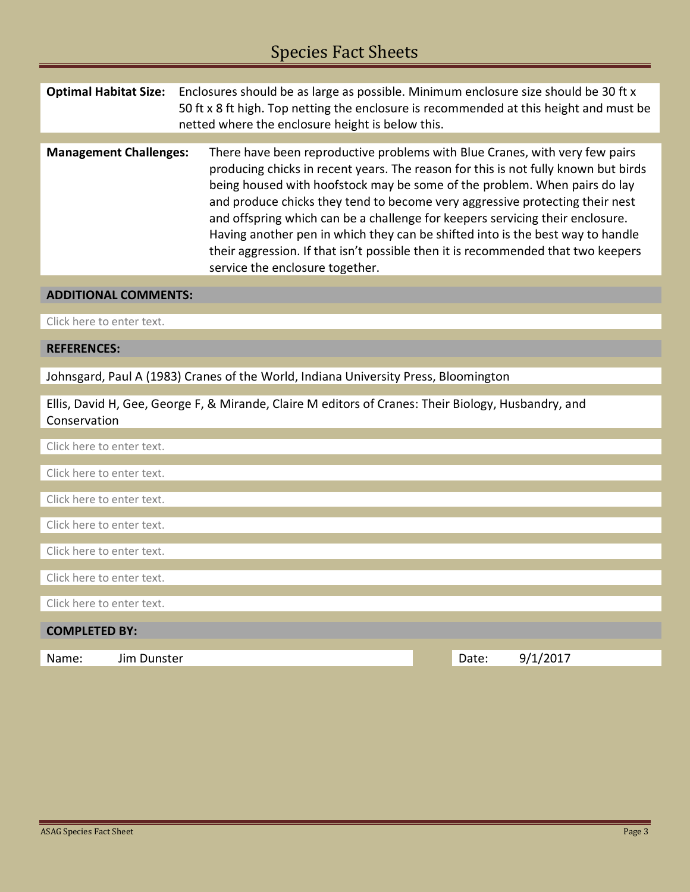**Optimal Habitat Size:** Enclosures should be as large as possible. Minimum enclosure size should be 30 ft x 50 ft x 8 ft high. Top netting the enclosure is recommended at this height and must be netted where the enclosure height is below this.

**Management Challenges:** There have been reproductive problems with Blue Cranes, with very few pairs producing chicks in recent years. The reason for this is not fully known but birds being housed with hoofstock may be some of the problem. When pairs do lay and produce chicks they tend to become very aggressive protecting their nest and offspring which can be a challenge for keepers servicing their enclosure. Having another pen in which they can be shifted into is the best way to handle their aggression. If that isn't possible then it is recommended that two keepers service the enclosure together.

## ADDITIONAL COMMENTS:

Click here to enter text.

## REFERENCES:

Johnsgard, Paul A (1983) Cranes of the World, Indiana University Press, Bloomington

Ellis, David H, Gee, George F, & Mirande, Claire M editors of Cranes: Their Biology, Husbandry, and Conservation

Click here to enter text.

Click here to enter text.

Click here to enter text.

Click here to enter text.

Click here to enter text.

Click here to enter text.

Click here to enter text.

## COMPLETED BY:

Name: Jim Dunster

Date: 9/1/2017